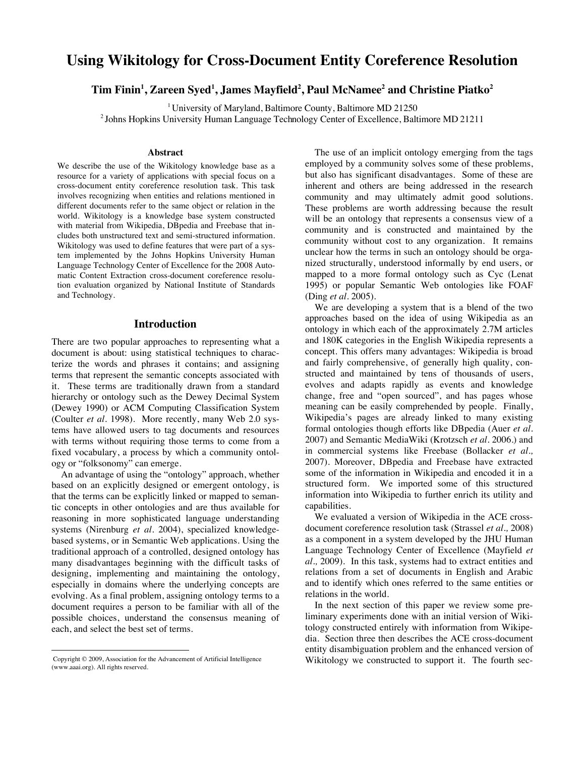# Using Wikitology for Cross-Document Entity Coreference Resolution

**Tim Finin[1], Zareen Syed[1], James Mayfield[2], Paul McNamee[2] and Christine Piatko[2]**

[1] University of Maryland, Baltimore County, Baltimore MD 21250
[2] Johns Hopkins University Human Language Technology Center of Excellence, Baltimore MD 21211

### Abstract

We describe the use of the Wikitology knowledge base as a resource for a variety of applications with special focus on a cross-document entity coreference resolution task. This task involves recognizing when entities and relations mentioned in different documents refer to the same object or relation in the world. Wikitology is a knowledge base system constructed with material from Wikipedia, DBpedia and Freebase that includes both unstructured text and semi-structured information. Wikitology was used to define features that were part of a system implemented by the Johns Hopkins University Human Language Technology Center of Excellence for the 2008 Automatic Content Extraction cross-document coreference resolution evaluation organized by National Institute of Standards and Technology.

## Introduction

There are two popular approaches to representing what a document is about: using statistical techniques to characterize the words and phrases it contains; and assigning terms that represent the semantic concepts associated with it. These terms are traditionally drawn from a standard hierarchy or ontology such as the Dewey Decimal System (Dewey 1990) or ACM Computing Classification System (Coulter *et al*. 1998). More recently, many Web 2.0 systems have allowed users to tag documents and resources with terms without requiring those terms to come from a fixed vocabulary, a process by which a community ontology or "folksonomy" can emerge.

An advantage of using the "ontology" approach, whether based on an explicitly designed or emergent ontology, is that the terms can be explicitly linked or mapped to semantic concepts in other ontologies and are thus available for reasoning in more sophisticated language understanding systems (Nirenburg *et al*. 2004), specialized knowledge-based systems, or in Semantic Web applications. Using the traditional approach of a controlled, designed ontology has many disadvantages beginning with the difficult tasks of designing, implementing and maintaining the ontology, especially in domains where the underlying concepts are evolving. As a final problem, assigning ontology terms to a document requires a person to be familiar with all of the possible choices, understand the consensus meaning of each, and select the best set of terms.

The use of an implicit ontology emerging from the tags employed by a community solves some of these problems, but also has significant disadvantages. Some of these are inherent and others are being addressed in the research community and may ultimately admit good solutions. These problems are worth addressing because the result will be an ontology that represents a consensus view of a community and is constructed and maintained by the community without cost to any organization. It remains unclear how the terms in such an ontology should be organized structurally, understood informally by end users, or mapped to a more formal ontology such as Cyc (Lenat 1995) or popular Semantic Web ontologies like FOAF (Ding *et al*. 2005).

We are developing a system that is a blend of the two approaches based on the idea of using Wikipedia as an ontology in which each of the approximately 2.7M articles and 180K categories in the English Wikipedia represents a concept. This offers many advantages: Wikipedia is broad and fairly comprehensive, of generally high quality, constructed and maintained by tens of thousands of users, evolves and adapts rapidly as events and knowledge change, free and "open sourced", and has pages whose meaning can be easily comprehended by people. Finally, Wikipedia's pages are already linked to many existing formal ontologies though efforts like DBpedia (Auer *et al*. 2007) and Semantic MediaWiki (Krotzsch *et al*. 2006.) and in commercial systems like Freebase (Bollacker *et al.,* 2007). Moreover, DBpedia and Freebase have extracted some of the information in Wikipedia and encoded it in a structured form. We imported some of this structured information into Wikipedia to further enrich its utility and capabilities.

We evaluated a version of Wikipedia in the ACE cross-document coreference resolution task (Strassel *et al.,* 2008) as a component in a system developed by the JHU Human Language Technology Center of Excellence (Mayfield *et al.,* 2009). In this task, systems had to extract entities and relations from a set of documents in English and Arabic and to identify which ones referred to the same entities or relations in the world.

In the next section of this paper we review some preliminary experiments done with an initial version of Wikitology constructed entirely with information from Wikipedia. Section three then describes the ACE cross-document entity disambiguation problem and the enhanced version of Wikitology we constructed to support it. The fourth sec-

Copyright © 2009, Association for the Advancement of Artificial Intelligence (www.aaai.org). All rights reserved.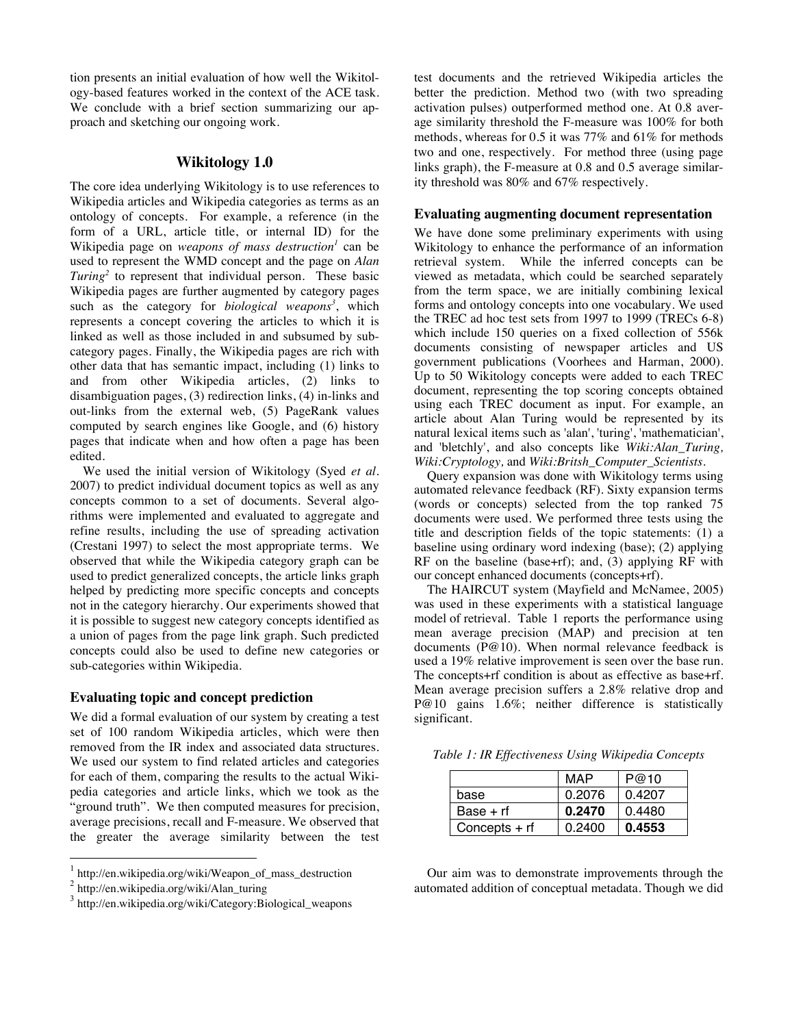tion presents an initial evaluation of how well the Wikitology-based features worked in the context of the ACE task. We conclude with a brief section summarizing our approach and sketching our ongoing work.

## Wikitology 1.0

The core idea underlying Wikitology is to use references to Wikipedia articles and Wikipedia categories as terms as an ontology of concepts. For example, a reference (in the form of a URL, article title, or internal ID) for the Wikipedia page on *weapons of mass destruction*[1] can be used to represent the WMD concept and the page on *Alan Turing*[2] to represent that individual person. These basic Wikipedia pages are further augmented by category pages such as the category for *biological weapons*[3], which represents a concept covering the articles to which it is linked as well as those included in and subsumed by subcategory pages. Finally, the Wikipedia pages are rich with other data that has semantic impact, including (1) links to and from other Wikipedia articles, (2) links to disambiguation pages, (3) redirection links, (4) in-links and out-links from the external web, (5) PageRank values computed by search engines like Google, and (6) history pages that indicate when and how often a page has been edited.

We used the initial version of Wikitology (Syed *et al.* 2007) to predict individual document topics as well as any concepts common to a set of documents. Several algorithms were implemented and evaluated to aggregate and refine results, including the use of spreading activation (Crestani 1997) to select the most appropriate terms. We observed that while the Wikipedia category graph can be used to predict generalized concepts, the article links graph helped by predicting more specific concepts and concepts not in the category hierarchy. Our experiments showed that it is possible to suggest new category concepts identified as a union of pages from the page link graph. Such predicted concepts could also be used to define new categories or sub-categories within Wikipedia.

### Evaluating topic and concept prediction

We did a formal evaluation of our system by creating a test set of 100 random Wikipedia articles, which were then removed from the IR index and associated data structures. We used our system to find related articles and categories for each of them, comparing the results to the actual Wikipedia categories and article links, which we took as the "ground truth". We then computed measures for precision, average precisions, recall and F-measure. We observed that the greater the average similarity between the test test documents and the retrieved Wikipedia articles the better the prediction. Method two (with two spreading activation pulses) outperformed method one. At 0.8 average similarity threshold the F-measure was 100% for both methods, whereas for 0.5 it was 77% and 61% for methods two and one, respectively. For method three (using page links graph), the F-measure at 0.8 and 0.5 average similarity threshold was 80% and 67% respectively.

### Evaluating augmenting document representation

We have done some preliminary experiments with using Wikitology to enhance the performance of an information retrieval system. While the inferred concepts can be viewed as metadata, which could be searched separately from the term space, we are initially combining lexical forms and ontology concepts into one vocabulary. We used the TREC ad hoc test sets from 1997 to 1999 (TRECs 6-8) which include 150 queries on a fixed collection of 556k documents consisting of newspaper articles and US government publications (Voorhees and Harman, 2000). Up to 50 Wikitology concepts were added to each TREC document, representing the top scoring concepts obtained using each TREC document as input. For example, an article about Alan Turing would be represented by its natural lexical items such as 'alan', 'turing', 'mathematician', and 'bletchly', and also concepts like *Wiki:Alan_Turing, Wiki:Cryptology,* and *Wiki:Britsh_Computer_Scientists.*

Query expansion was done with Wikitology terms using automated relevance feedback (RF). Sixty expansion terms (words or concepts) selected from the top ranked 75 documents were used. We performed three tests using the title and description fields of the topic statements: (1) a baseline using ordinary word indexing (base); (2) applying RF on the baseline (base+rf); and, (3) applying RF with our concept enhanced documents (concepts+rf).

The HAIRCUT system (Mayfield and McNamee, 2005) was used in these experiments with a statistical language model of retrieval. Table 1 reports the performance using mean average precision (MAP) and precision at ten documents (P@10). When normal relevance feedback is used a 19% relative improvement is seen over the base run. The concepts+rf condition is about as effective as base+rf. Mean average precision suffers a 2.8% relative drop and P@10 gains 1.6%; neither difference is statistically significant.

*Table 1: IR Effectiveness Using Wikipedia Concepts*

| | MAP | P@10 |
|---|---|---|
| base | 0.2076 | 0.4207 |
| Base + rf | **0.2470** | 0.4480 |
| Concepts + rf | 0.2400 | **0.4553** |

Our aim was to demonstrate improvements through the automated addition of conceptual metadata. Though we did

[1] http://en.wikipedia.org/wiki/Weapon_of_mass_destruction

[2] http://en.wikipedia.org/wiki/Alan_turing

[3] http://en.wikipedia.org/wiki/Category:Biological_weapons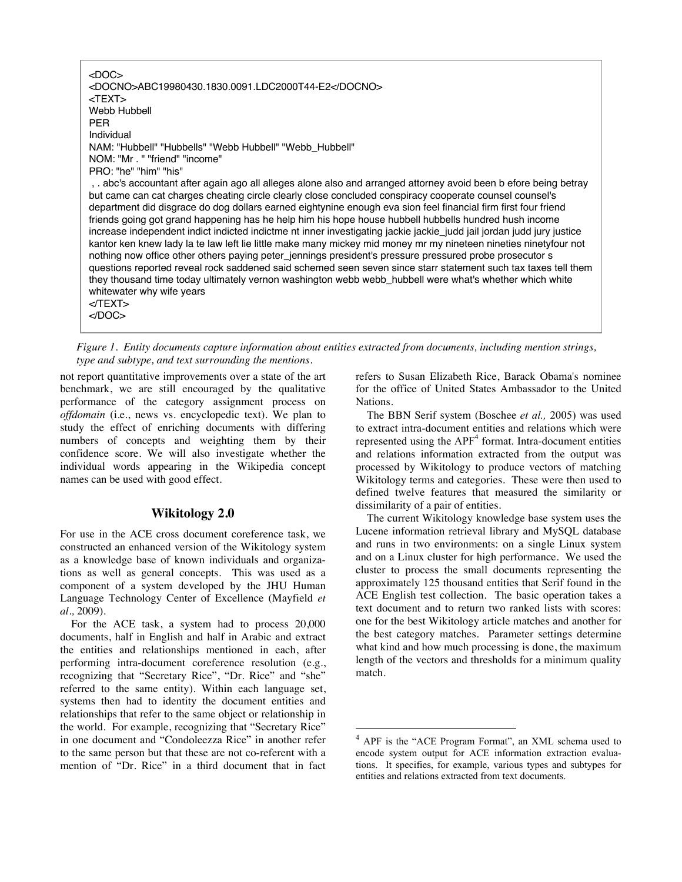```
<DOC>
<DOCNO>ABC19980430.1830.0091.LDC2000T44-E2</DOCNO>
<TEXT>
Webb Hubbell
PER
Individual
NAM: "Hubbell" "Hubbells" "Webb Hubbell" "Webb_Hubbell"
NOM: "Mr . " "friend" "income"
PRO: "he" "him" "his"
 , . abc's accountant after again ago all alleges alone also and arranged attorney avoid been b efore being betray
but came can cat charges cheating circle clearly close concluded conspiracy cooperate counsel counsel's
department did disgrace do dog dollars earned eightynine enough eva sion feel financial firm first four friend
friends going got grand happening has he help him his hope house hubbell hubbells hundred hush income
increase independent indict indicted indictme nt inner investigating jackie jackie_judd jail jordan judd jury justice
kantor ken knew lady la te law left lie little make many mickey mid money mr my nineteen nineties ninetyfour not
nothing now office other others paying peter_jennings president's pressure pressured probe prosecutor s
questions reported reveal rock saddened said schemed seen seven since starr statement such tax taxes tell them
they thousand time today ultimately vernon washington webb webb_hubbell were what's whether which white
whitewater why wife years
</TEXT>
</DOC>
```

*Figure 1. Entity documents capture information about entities extracted from documents, including mention strings, type and subtype, and text surrounding the mentions.*

not report quantitative improvements over a state of the art benchmark, we are still encouraged by the qualitative performance of the category assignment process on *offdomain* (i.e., news vs. encyclopedic text). We plan to study the effect of enriching documents with differing numbers of concepts and weighting them by their confidence score. We will also investigate whether the individual words appearing in the Wikipedia concept names can be used with good effect.

## Wikitology 2.0

For use in the ACE cross document coreference task, we constructed an enhanced version of the Wikitology system as a knowledge base of known individuals and organizations as well as general concepts. This was used as a component of a system developed by the JHU Human Language Technology Center of Excellence (Mayfield *et al.,* 2009).

For the ACE task, a system had to process 20,000 documents, half in English and half in Arabic and extract the entities and relationships mentioned in each, after performing intra-document coreference resolution (e.g., recognizing that "Secretary Rice", "Dr. Rice" and "she" referred to the same entity). Within each language set, systems then had to identity the document entities and relationships that refer to the same object or relationship in the world. For example, recognizing that "Secretary Rice" in one document and "Condoleezza Rice" in another refer to the same person but that these are not co-referent with a mention of "Dr. Rice" in a third document that in fact refers to Susan Elizabeth Rice, Barack Obama's nominee for the office of United States Ambassador to the United Nations.

The BBN Serif system (Boschee *et al.,* 2005) was used to extract intra-document entities and relations which were represented using the APF[4] format. Intra-document entities and relations information extracted from the output was processed by Wikitology to produce vectors of matching Wikitology terms and categories. These were then used to defined twelve features that measured the similarity or dissimilarity of a pair of entities.

The current Wikitology knowledge base system uses the Lucene information retrieval library and MySQL database and runs in two environments: on a single Linux system and on a Linux cluster for high performance. We used the cluster to process the small documents representing the approximately 125 thousand entities that Serif found in the ACE English test collection. The basic operation takes a text document and to return two ranked lists with scores: one for the best Wikitology article matches and another for the best category matches. Parameter settings determine what kind and how much processing is done, the maximum length of the vectors and thresholds for a minimum quality match.

---

[4] APF is the "ACE Program Format", an XML schema used to encode system output for ACE information extraction evaluations. It specifies, for example, various types and subtypes for entities and relations extracted from text documents.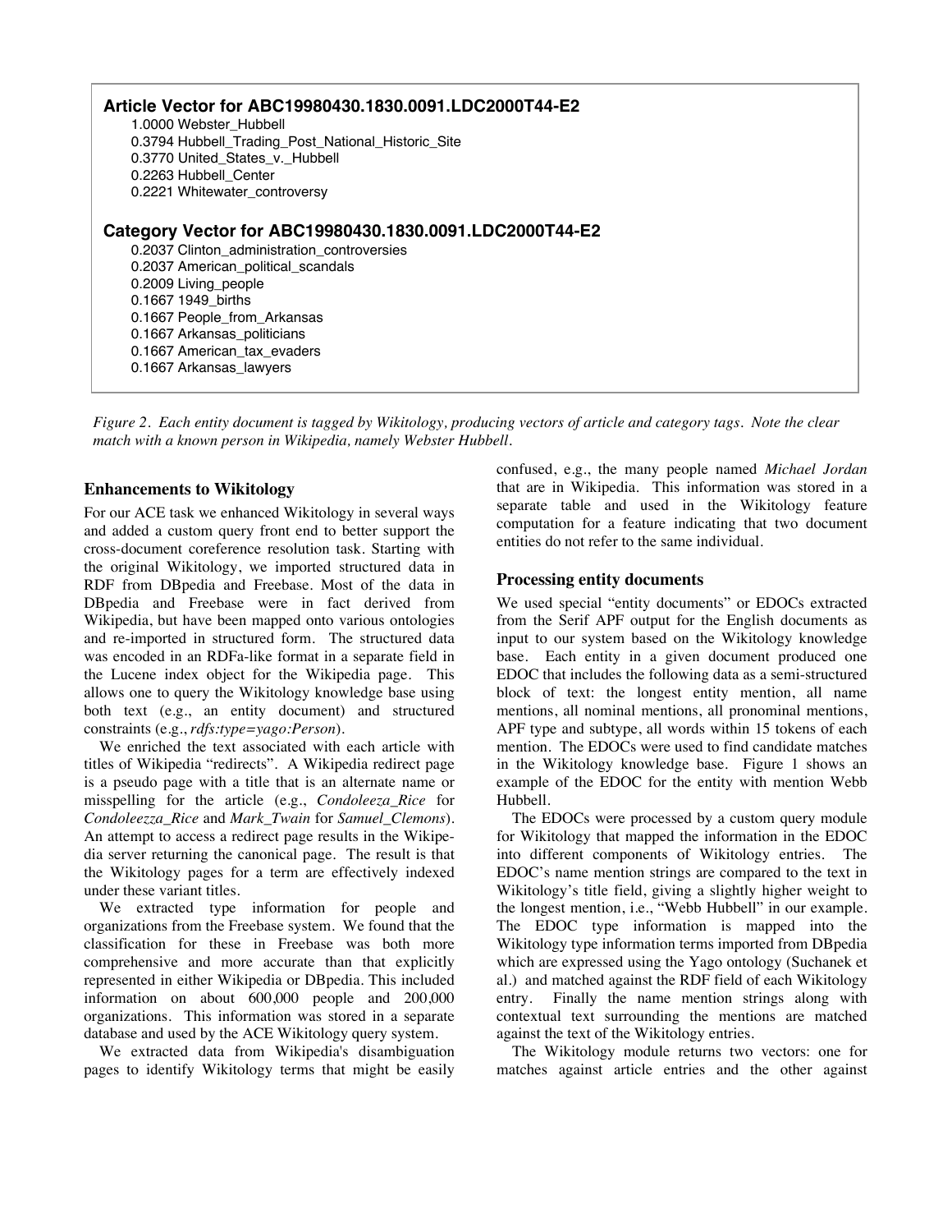**Article Vector for ABC19980430.1830.0091.LDC2000T44-E2**

1.0000 Webster_Hubbell
0.3794 Hubbell_Trading_Post_National_Historic_Site
0.3770 United_States_v._Hubbell
0.2263 Hubbell_Center
0.2221 Whitewater_controversy

**Category Vector for ABC19980430.1830.0091.LDC2000T44-E2**

0.2037 Clinton_administration_controversies
0.2037 American_political_scandals
0.2009 Living_people
0.1667 1949_births
0.1667 People_from_Arkansas
0.1667 Arkansas_politicians
0.1667 American_tax_evaders
0.1667 Arkansas_lawyers

*Figure 2. Each entity document is tagged by Wikitology, producing vectors of article and category tags. Note the clear match with a known person in Wikipedia, namely Webster Hubbell.*

### Enhancements to Wikitology

For our ACE task we enhanced Wikitology in several ways and added a custom query front end to better support the cross-document coreference resolution task. Starting with the original Wikitology, we imported structured data in RDF from DBpedia and Freebase. Most of the data in DBpedia and Freebase were in fact derived from Wikipedia, but have been mapped onto various ontologies and re-imported in structured form. The structured data was encoded in an RDFa-like format in a separate field in the Lucene index object for the Wikipedia page. This allows one to query the Wikitology knowledge base using both text (e.g., an entity document) and structured constraints (e.g., *rdfs:type=yago:Person*).

We enriched the text associated with each article with titles of Wikipedia "redirects". A Wikipedia redirect page is a pseudo page with a title that is an alternate name or misspelling for the article (e.g., *Condoleeza_Rice* for *Condoleezza_Rice* and *Mark_Twain* for *Samuel_Clemons*). An attempt to access a redirect page results in the Wikipedia server returning the canonical page. The result is that the Wikitology pages for a term are effectively indexed under these variant titles.

We extracted type information for people and organizations from the Freebase system. We found that the classification for these in Freebase was both more comprehensive and more accurate than that explicitly represented in either Wikipedia or DBpedia. This included information on about 600,000 people and 200,000 organizations. This information was stored in a separate database and used by the ACE Wikitology query system.

We extracted data from Wikipedia's disambiguation pages to identify Wikitology terms that might be easily confused, e.g., the many people named *Michael Jordan* that are in Wikipedia. This information was stored in a separate table and used in the Wikitology feature computation for a feature indicating that two document entities do not refer to the same individual.

### Processing entity documents

We used special "entity documents" or EDOCs extracted from the Serif APF output for the English documents as input to our system based on the Wikitology knowledge base. Each entity in a given document produced one EDOC that includes the following data as a semi-structured block of text: the longest entity mention, all name mentions, all nominal mentions, all pronominal mentions, APF type and subtype, all words within 15 tokens of each mention. The EDOCs were used to find candidate matches in the Wikitology knowledge base. Figure 1 shows an example of the EDOC for the entity with mention Webb Hubbell.

The EDOCs were processed by a custom query module for Wikitology that mapped the information in the EDOC into different components of Wikitology entries. The EDOC's name mention strings are compared to the text in Wikitology's title field, giving a slightly higher weight to the longest mention, i.e., "Webb Hubbell" in our example. The EDOC type information is mapped into the Wikitology type information terms imported from DBpedia which are expressed using the Yago ontology (Suchanek et al.) and matched against the RDF field of each Wikitology entry. Finally the name mention strings along with contextual text surrounding the mentions are matched against the text of the Wikitology entries.

The Wikitology module returns two vectors: one for matches against article entries and the other against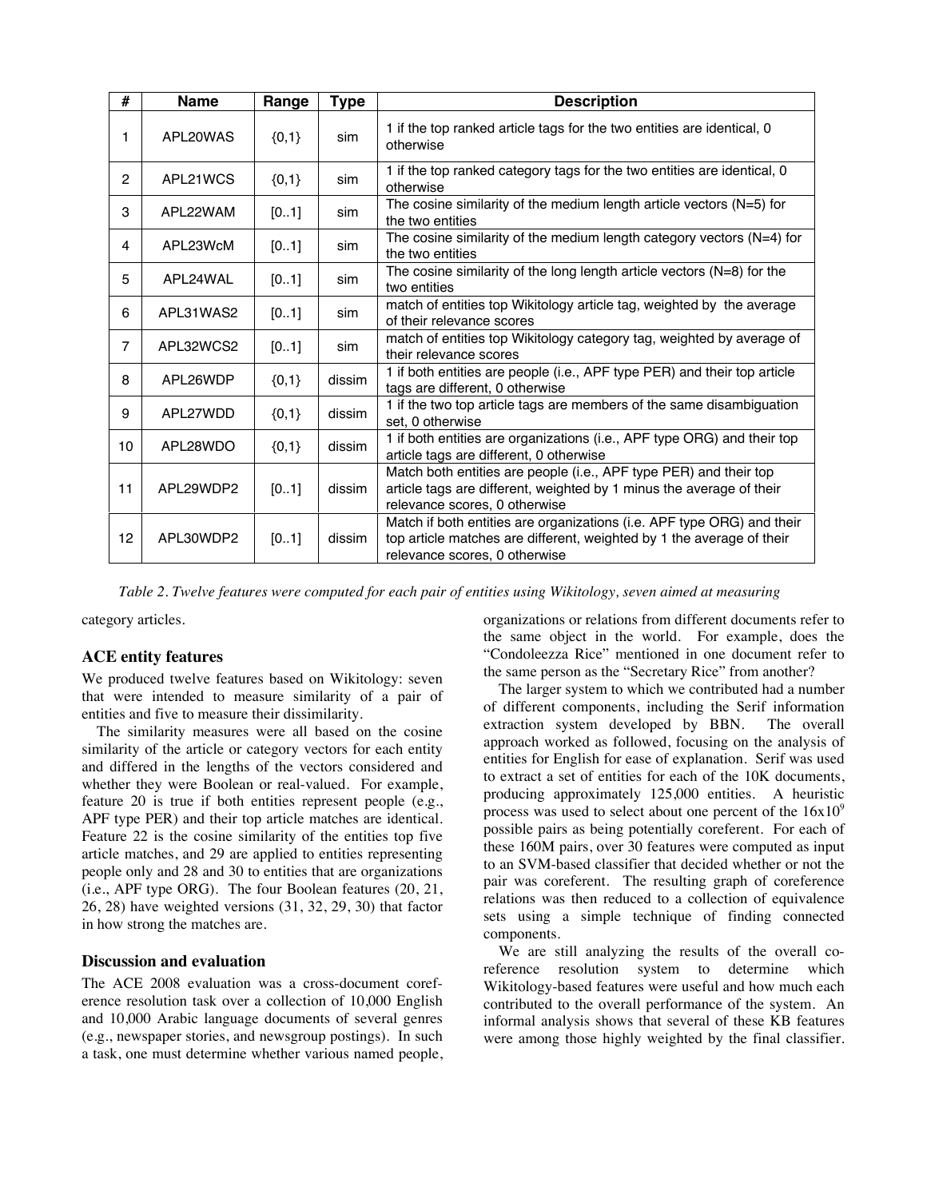| # | Name | Range | Type | Description |
|---|---|---|---|---|
| 1 | APL20WAS | {0,1} | sim | 1 if the top ranked article tags for the two entities are identical, 0 otherwise |
| 2 | APL21WCS | {0,1} | sim | 1 if the top ranked category tags for the two entities are identical, 0 otherwise |
| 3 | APL22WAM | [0..1] | sim | The cosine similarity of the medium length article vectors (N=5) for the two entities |
| 4 | APL23WcM | [0..1] | sim | The cosine similarity of the medium length category vectors (N=4) for the two entities |
| 5 | APL24WAL | [0..1] | sim | The cosine similarity of the long length article vectors (N=8) for the two entities |
| 6 | APL31WAS2 | [0..1] | sim | match of entities top Wikitology article tag, weighted by the average of their relevance scores |
| 7 | APL32WCS2 | [0..1] | sim | match of entities top Wikitology category tag, weighted by average of their relevance scores |
| 8 | APL26WDP | {0,1} | dissim | 1 if both entities are people (i.e., APF type PER) and their top article tags are different, 0 otherwise |
| 9 | APL27WDD | {0,1} | dissim | 1 if the two top article tags are members of the same disambiguation set, 0 otherwise |
| 10 | APL28WDO | {0,1} | dissim | 1 if both entities are organizations (i.e., APF type ORG) and their top article tags are different, 0 otherwise |
| 11 | APL29WDP2 | [0..1] | dissim | Match both entities are people (i.e., APF type PER) and their top article tags are different, weighted by 1 minus the average of their relevance scores, 0 otherwise |
| 12 | APL30WDP2 | [0..1] | dissim | Match if both entities are organizations (i.e. APF type ORG) and their top article matches are different, weighted by 1 the average of their relevance scores, 0 otherwise |

*Table 2. Twelve features were computed for each pair of entities using Wikitology, seven aimed at measuring*

category articles.

### ACE entity features

We produced twelve features based on Wikitology: seven that were intended to measure similarity of a pair of entities and five to measure their dissimilarity.

The similarity measures were all based on the cosine similarity of the article or category vectors for each entity and differed in the lengths of the vectors considered and whether they were Boolean or real-valued. For example, feature 20 is true if both entities represent people (e.g., APF type PER) and their top article matches are identical. Feature 22 is the cosine similarity of the entities top five article matches, and 29 are applied to entities representing people only and 28 and 30 to entities that are organizations (i.e., APF type ORG). The four Boolean features (20, 21, 26, 28) have weighted versions (31, 32, 29, 30) that factor in how strong the matches are.

### Discussion and evaluation

The ACE 2008 evaluation was a cross-document coreference resolution task over a collection of 10,000 English and 10,000 Arabic language documents of several genres (e.g., newspaper stories, and newsgroup postings). In such a task, one must determine whether various named people, organizations or relations from different documents refer to the same object in the world. For example, does the "Condoleezza Rice" mentioned in one document refer to the same person as the "Secretary Rice" from another?

The larger system to which we contributed had a number of different components, including the Serif information extraction system developed by BBN. The overall approach worked as followed, focusing on the analysis of entities for English for ease of explanation. Serif was used to extract a set of entities for each of the 10K documents, producing approximately 125,000 entities. A heuristic process was used to select about one percent of the $16x10^9$ possible pairs as being potentially coreferent. For each of these 160M pairs, over 30 features were computed as input to an SVM-based classifier that decided whether or not the pair was coreferent. The resulting graph of coreference relations was then reduced to a collection of equivalence sets using a simple technique of finding connected components.

We are still analyzing the results of the overall co-reference resolution system to determine which Wikitology-based features were useful and how much each contributed to the overall performance of the system. An informal analysis shows that several of these KB features were among those highly weighted by the final classifier.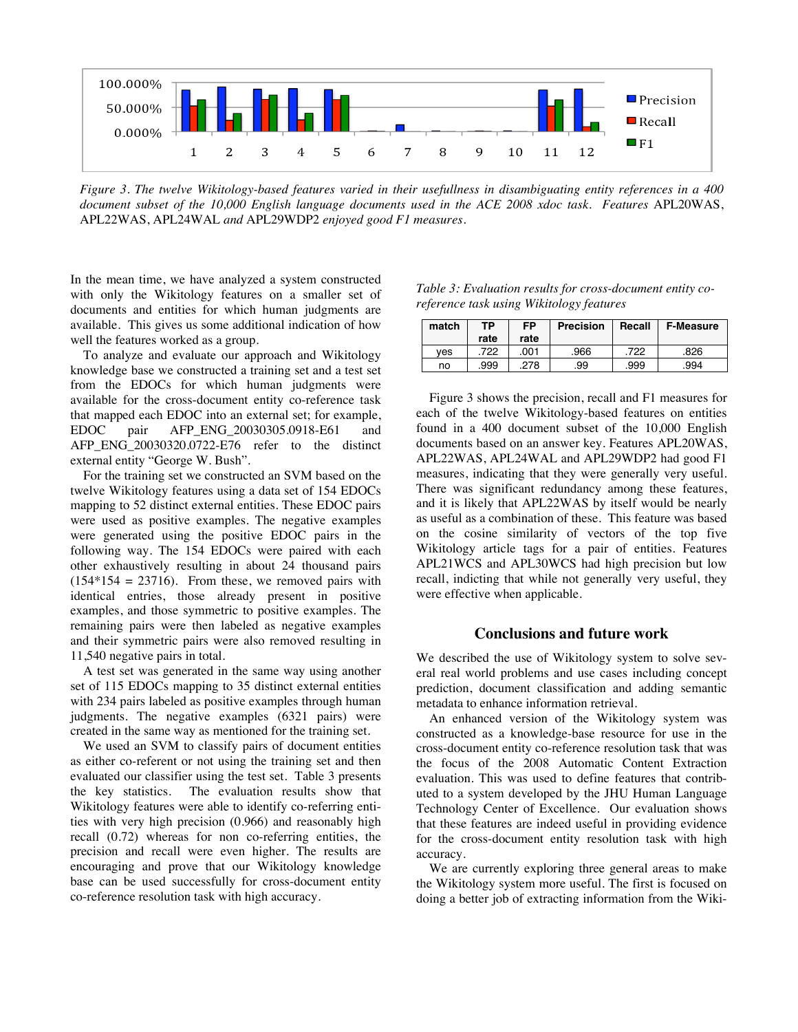*Figure 3. The twelve Wikitology-based features varied in their usefullness in disambiguating entity references in a 400 document subset of the 10,000 English language documents used in the ACE 2008 xdoc task. Features* APL20WAS, APL22WAS, APL24WAL *and* APL29WDP2 *enjoyed good F1 measures.*

In the mean time, we have analyzed a system constructed with only the Wikitology features on a smaller set of documents and entities for which human judgments are available. This gives us some additional indication of how well the features worked as a group.

To analyze and evaluate our approach and Wikitology knowledge base we constructed a training set and a test set from the EDOCs for which human judgments were available for the cross-document entity co-reference task that mapped each EDOC into an external set; for example, EDOC pair AFP_ENG_20030305.0918-E61 and AFP_ENG_20030320.0722-E76 refer to the distinct external entity "George W. Bush".

For the training set we constructed an SVM based on the twelve Wikitology features using a data set of 154 EDOCs mapping to 52 distinct external entities. These EDOC pairs were used as positive examples. The negative examples were generated using the positive EDOC pairs in the following way. The 154 EDOCs were paired with each other exhaustively resulting in about 24 thousand pairs (154*154 = 23716). From these, we removed pairs with identical entries, those already present in positive examples, and those symmetric to positive examples. The remaining pairs were then labeled as negative examples and their symmetric pairs were also removed resulting in 11,540 negative pairs in total.

A test set was generated in the same way using another set of 115 EDOCs mapping to 35 distinct external entities with 234 pairs labeled as positive examples through human judgments. The negative examples (6321 pairs) were created in the same way as mentioned for the training set.

We used an SVM to classify pairs of document entities as either co-referent or not using the training set and then evaluated our classifier using the test set. Table 3 presents the key statistics. The evaluation results show that Wikitology features were able to identify co-referring entities with very high precision (0.966) and reasonably high recall (0.72) whereas for non co-referring entities, the precision and recall were even higher. The results are encouraging and prove that our Wikitology knowledge base can be used successfully for cross-document entity co-reference resolution task with high accuracy.

*Table 3: Evaluation results for cross-document entity co-reference task using Wikitology features*

| match | TP rate | FP rate | Precision | Recall | F-Measure |
|---|---|---|---|---|---|
| yes | .722 | .001 | .966 | .722 | .826 |
| no | .999 | .278 | .99 | .999 | .994 |

Figure 3 shows the precision, recall and F1 measures for each of the twelve Wikitology-based features on entities found in a 400 document subset of the 10,000 English documents based on an answer key. Features APL20WAS, APL22WAS, APL24WAL and APL29WDP2 had good F1 measures, indicating that they were generally very useful. There was significant redundancy among these features, and it is likely that APL22WAS by itself would be nearly as useful as a combination of these. This feature was based on the cosine similarity of vectors of the top five Wikitology article tags for a pair of entities. Features APL21WCS and APL30WCS had high precision but low recall, indicting that while not generally very useful, they were effective when applicable.

## Conclusions and future work

We described the use of Wikitology system to solve several real world problems and use cases including concept prediction, document classification and adding semantic metadata to enhance information retrieval.

An enhanced version of the Wikitology system was constructed as a knowledge-base resource for use in the cross-document entity co-reference resolution task that was the focus of the 2008 Automatic Content Extraction evaluation. This was used to define features that contributed to a system developed by the JHU Human Language Technology Center of Excellence. Our evaluation shows that these features are indeed useful in providing evidence for the cross-document entity resolution task with high accuracy.

We are currently exploring three general areas to make the Wikitology system more useful. The first is focused on doing a better job of extracting information from the Wiki-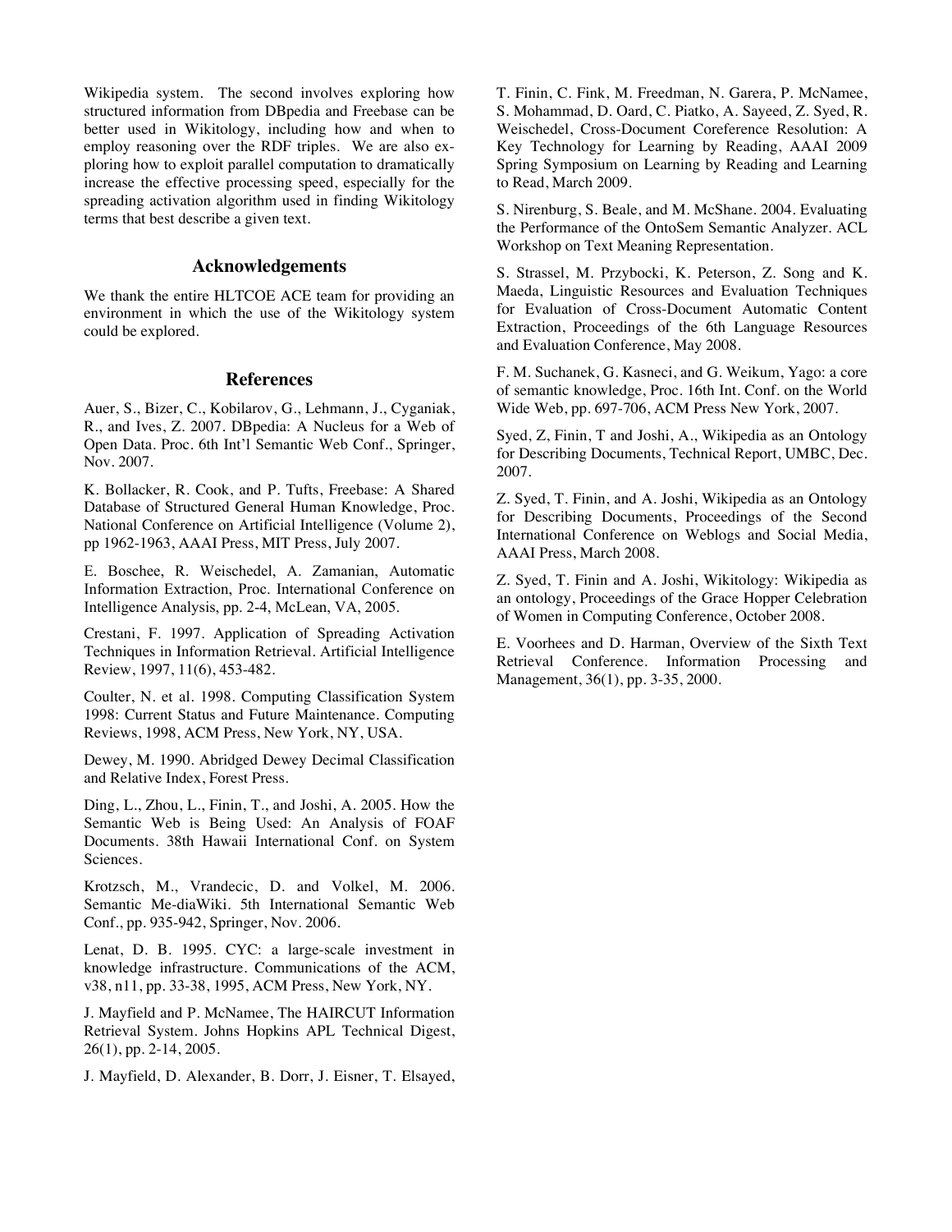Wikipedia system. The second involves exploring how structured information from DBpedia and Freebase can be better used in Wikitology, including how and when to employ reasoning over the RDF triples. We are also exploring how to exploit parallel computation to dramatically increase the effective processing speed, especially for the spreading activation algorithm used in finding Wikitology terms that best describe a given text.

## Acknowledgements

We thank the entire HLTCOE ACE team for providing an environment in which the use of the Wikitology system could be explored.

## References

Auer, S., Bizer, C., Kobilarov, G., Lehmann, J., Cyganiak, R., and Ives, Z. 2007. DBpedia: A Nucleus for a Web of Open Data. Proc. 6th Int'l Semantic Web Conf., Springer, Nov. 2007.

K. Bollacker, R. Cook, and P. Tufts, Freebase: A Shared Database of Structured General Human Knowledge, Proc. National Conference on Artificial Intelligence (Volume 2), pp 1962-1963, AAAI Press, MIT Press, July 2007.

E. Boschee, R. Weischedel, A. Zamanian, Automatic Information Extraction, Proc. International Conference on Intelligence Analysis, pp. 2-4, McLean, VA, 2005.

Crestani, F. 1997. Application of Spreading Activation Techniques in Information Retrieval. Artificial Intelligence Review, 1997, 11(6), 453-482.

Coulter, N. et al. 1998. Computing Classification System 1998: Current Status and Future Maintenance. Computing Reviews, 1998, ACM Press, New York, NY, USA.

Dewey, M. 1990. Abridged Dewey Decimal Classification and Relative Index, Forest Press.

Ding, L., Zhou, L., Finin, T., and Joshi, A. 2005. How the Semantic Web is Being Used: An Analysis of FOAF Documents. 38th Hawaii International Conf. on System Sciences.

Krotzsch, M., Vrandecic, D. and Volkel, M. 2006. Semantic Me-diaWiki. 5th International Semantic Web Conf., pp. 935-942, Springer, Nov. 2006.

Lenat, D. B. 1995. CYC: a large-scale investment in knowledge infrastructure. Communications of the ACM, v38, n11, pp. 33-38, 1995, ACM Press, New York, NY.

J. Mayfield and P. McNamee, The HAIRCUT Information Retrieval System. Johns Hopkins APL Technical Digest, 26(1), pp. 2-14, 2005.

J. Mayfield, D. Alexander, B. Dorr, J. Eisner, T. Elsayed, T. Finin, C. Fink, M. Freedman, N. Garera, P. McNamee, S. Mohammad, D. Oard, C. Piatko, A. Sayeed, Z. Syed, R. Weischedel, Cross-Document Coreference Resolution: A Key Technology for Learning by Reading, AAAI 2009 Spring Symposium on Learning by Reading and Learning to Read, March 2009.

S. Nirenburg, S. Beale, and M. McShane. 2004. Evaluating the Performance of the OntoSem Semantic Analyzer. ACL Workshop on Text Meaning Representation.

S. Strassel, M. Przybocki, K. Peterson, Z. Song and K. Maeda, Linguistic Resources and Evaluation Techniques for Evaluation of Cross-Document Automatic Content Extraction, Proceedings of the 6th Language Resources and Evaluation Conference, May 2008.

F. M. Suchanek, G. Kasneci, and G. Weikum, Yago: a core of semantic knowledge, Proc. 16th Int. Conf. on the World Wide Web, pp. 697-706, ACM Press New York, 2007.

Syed, Z, Finin, T and Joshi, A., Wikipedia as an Ontology for Describing Documents, Technical Report, UMBC, Dec. 2007.

Z. Syed, T. Finin, and A. Joshi, Wikipedia as an Ontology for Describing Documents, Proceedings of the Second International Conference on Weblogs and Social Media, AAAI Press, March 2008.

Z. Syed, T. Finin and A. Joshi, Wikitology: Wikipedia as an ontology, Proceedings of the Grace Hopper Celebration of Women in Computing Conference, October 2008.

E. Voorhees and D. Harman, Overview of the Sixth Text Retrieval Conference. Information Processing and Management, 36(1), pp. 3-35, 2000.